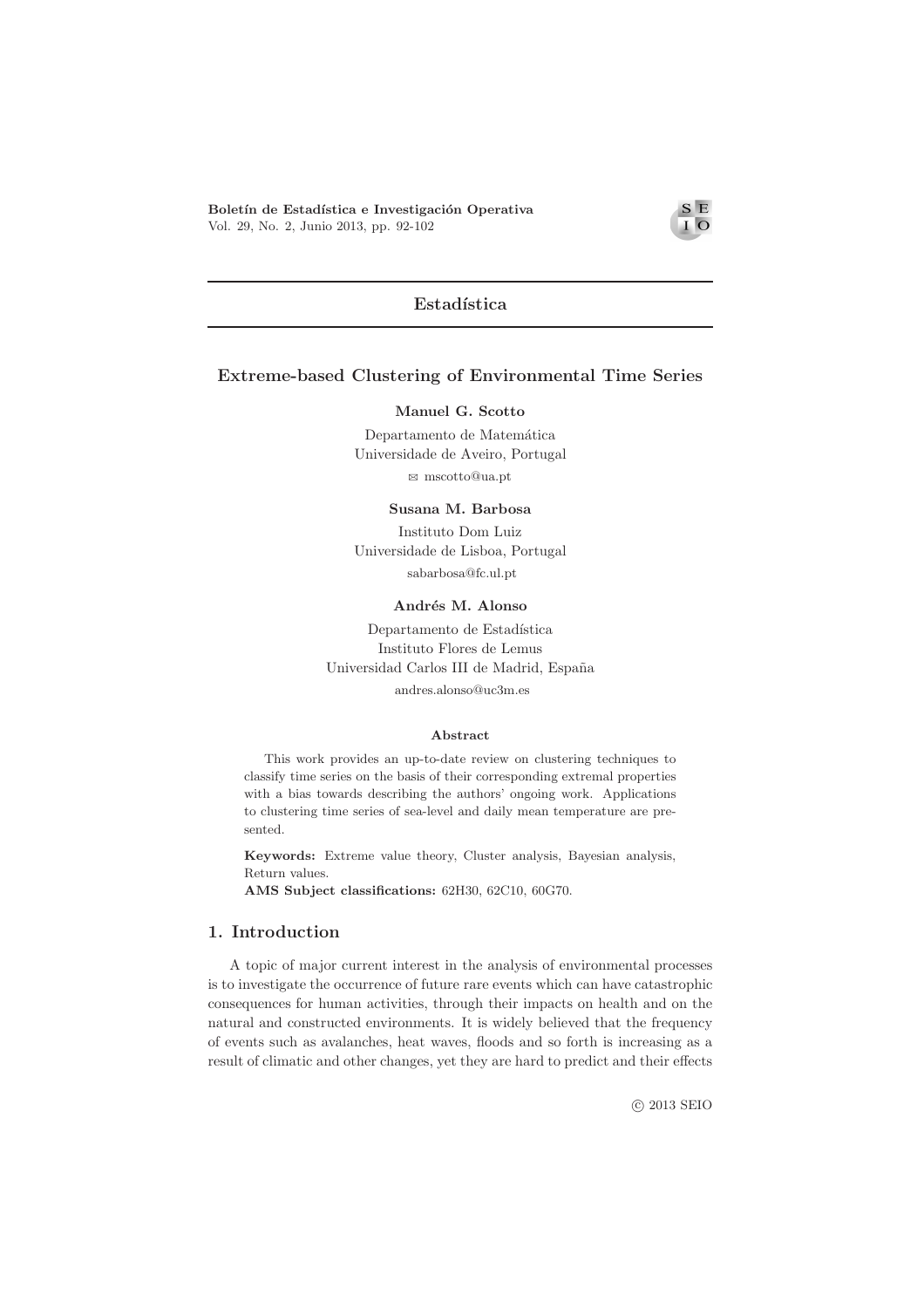## Estadística

# Extreme-based Clustering of Environmental Time Series

**Manuel G. Scotto**

Departamento de Matemática
Universidade de Aveiro, Portugal
✉ mscotto@ua.pt

**Susana M. Barbosa**

Instituto Dom Luiz
Universidade de Lisboa, Portugal
sabarbosa@fc.ul.pt

**Andrés M. Alonso**

Departamento de Estadística
Instituto Flores de Lemus
Universidad Carlos III de Madrid, España
andres.alonso@uc3m.es

### Abstract

This work provides an up-to-date review on clustering techniques to classify time series on the basis of their corresponding extremal properties with a bias towards describing the authors' ongoing work. Applications to clustering time series of sea-level and daily mean temperature are presented.

**Keywords:** Extreme value theory, Cluster analysis, Bayesian analysis, Return values.

**AMS Subject classifications:** 62H30, 62C10, 60G70.

## 1. Introduction

A topic of major current interest in the analysis of environmental processes is to investigate the occurrence of future rare events which can have catastrophic consequences for human activities, through their impacts on health and on the natural and constructed environments. It is widely believed that the frequency of events such as avalanches, heat waves, floods and so forth is increasing as a result of climatic and other changes, yet they are hard to predict and their effects

© 2013 SEIO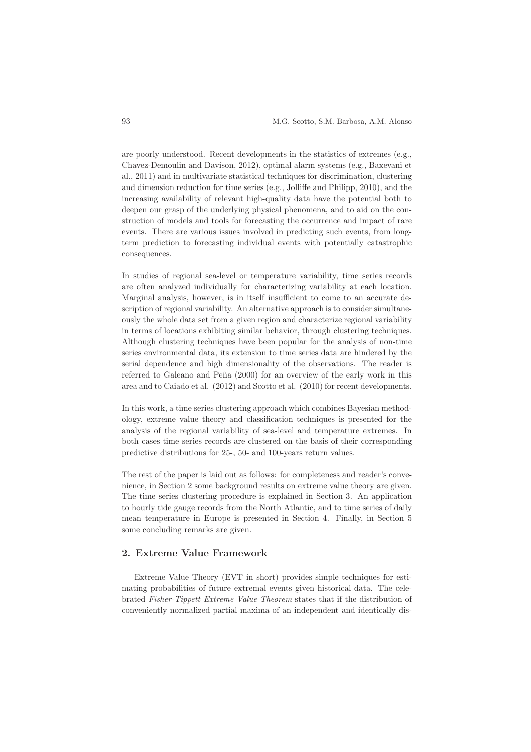are poorly understood. Recent developments in the statistics of extremes (e.g., Chavez-Demoulin and Davison, 2012), optimal alarm systems (e.g., Baxevani et al., 2011) and in multivariate statistical techniques for discrimination, clustering and dimension reduction for time series (e.g., Jolliffe and Philipp, 2010), and the increasing availability of relevant high-quality data have the potential both to deepen our grasp of the underlying physical phenomena, and to aid on the construction of models and tools for forecasting the occurrence and impact of rare events. There are various issues involved in predicting such events, from long-term prediction to forecasting individual events with potentially catastrophic consequences.

In studies of regional sea-level or temperature variability, time series records are often analyzed individually for characterizing variability at each location. Marginal analysis, however, is in itself insufficient to come to an accurate description of regional variability. An alternative approach is to consider simultaneously the whole data set from a given region and characterize regional variability in terms of locations exhibiting similar behavior, through clustering techniques. Although clustering techniques have been popular for the analysis of non-time series environmental data, its extension to time series data are hindered by the serial dependence and high dimensionality of the observations. The reader is referred to Galeano and Peña (2000) for an overview of the early work in this area and to Caiado et al. (2012) and Scotto et al. (2010) for recent developments.

In this work, a time series clustering approach which combines Bayesian methodology, extreme value theory and classification techniques is presented for the analysis of the regional variability of sea-level and temperature extremes. In both cases time series records are clustered on the basis of their corresponding predictive distributions for 25-, 50- and 100-years return values.

The rest of the paper is laid out as follows: for completeness and reader's convenience, in Section 2 some background results on extreme value theory are given. The time series clustering procedure is explained in Section 3. An application to hourly tide gauge records from the North Atlantic, and to time series of daily mean temperature in Europe is presented in Section 4. Finally, in Section 5 some concluding remarks are given.

## 2. Extreme Value Framework

Extreme Value Theory (EVT in short) provides simple techniques for estimating probabilities of future extremal events given historical data. The celebrated *Fisher-Tippett Extreme Value Theorem* states that if the distribution of conveniently normalized partial maxima of an independent and identically dis-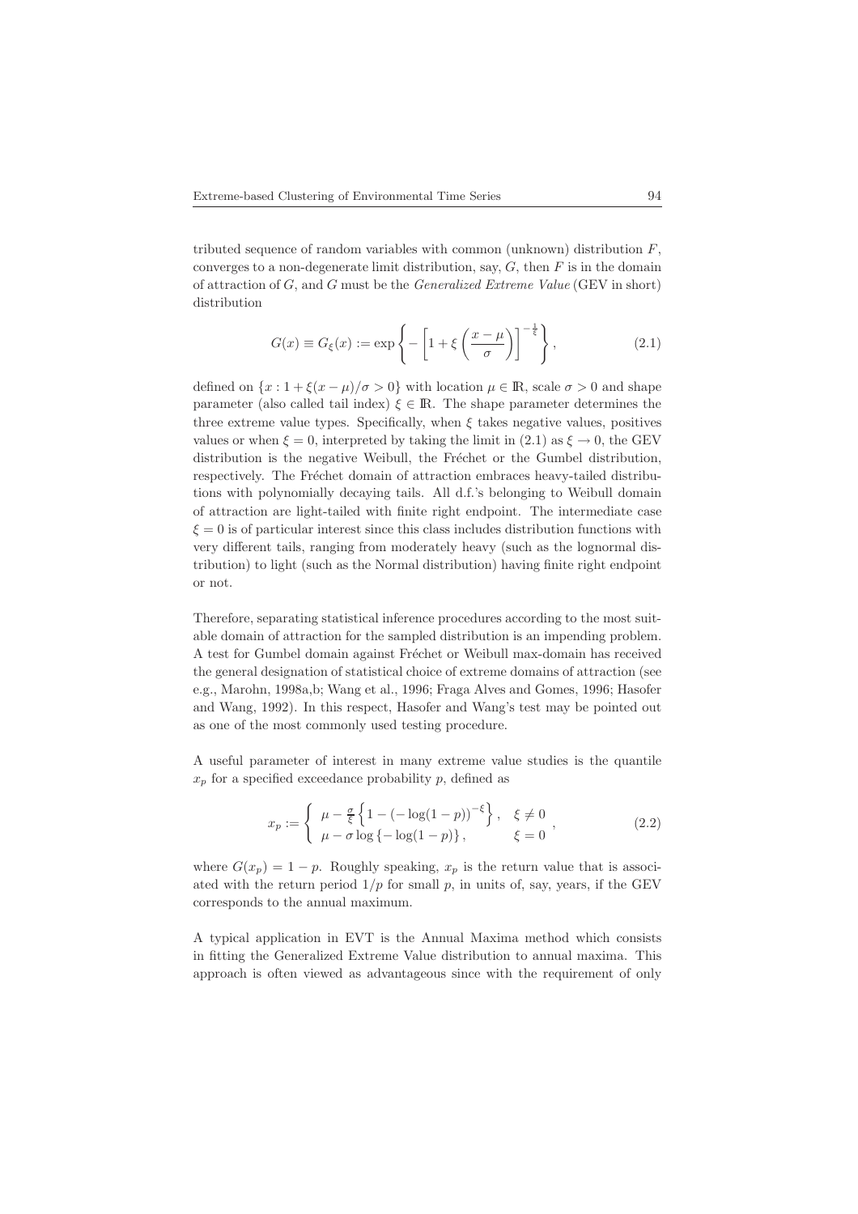tributed sequence of random variables with common (unknown) distribution $F$, converges to a non-degenerate limit distribution, say, $G$, then $F$ is in the domain of attraction of $G$, and $G$ must be the *Generalized Extreme Value* (GEV in short) distribution

$$G(x) \equiv G_\xi(x) := \exp\left\{ -\left[1 + \xi\left(\frac{x-\mu}{\sigma}\right)\right]^{-\frac{1}{\xi}} \right\}, \tag{2.1}$$

defined on $\{x : 1 + \xi(x-\mu)/\sigma > 0\}$ with location $\mu \in \mathbb{R}$, scale $\sigma > 0$ and shape parameter (also called tail index) $\xi \in \mathbb{R}$. The shape parameter determines the three extreme value types. Specifically, when $\xi$ takes negative values, positives values or when $\xi = 0$, interpreted by taking the limit in (2.1) as $\xi \to 0$, the GEV distribution is the negative Weibull, the Fréchet or the Gumbel distribution, respectively. The Fréchet domain of attraction embraces heavy-tailed distributions with polynomially decaying tails. All d.f.'s belonging to Weibull domain of attraction are light-tailed with finite right endpoint. The intermediate case $\xi = 0$ is of particular interest since this class includes distribution functions with very different tails, ranging from moderately heavy (such as the lognormal distribution) to light (such as the Normal distribution) having finite right endpoint or not.

Therefore, separating statistical inference procedures according to the most suitable domain of attraction for the sampled distribution is an impending problem. A test for Gumbel domain against Fréchet or Weibull max-domain has received the general designation of statistical choice of extreme domains of attraction (see e.g., Marohn, 1998a,b; Wang et al., 1996; Fraga Alves and Gomes, 1996; Hasofer and Wang, 1992). In this respect, Hasofer and Wang's test may be pointed out as one of the most commonly used testing procedure.

A useful parameter of interest in many extreme value studies is the quantile $x_p$ for a specified exceedance probability $p$, defined as

$$x_p := \begin{cases} \mu - \frac{\sigma}{\xi}\left\{1 - \left(-\log(1-p)\right)^{-\xi}\right\}, & \xi \neq 0 \\ \mu - \sigma \log\left\{-\log(1-p)\right\}, & \xi = 0 \end{cases}, \tag{2.2}$$

where $G(x_p) = 1 - p$. Roughly speaking, $x_p$ is the return value that is associated with the return period $1/p$ for small $p$, in units of, say, years, if the GEV corresponds to the annual maximum.

A typical application in EVT is the Annual Maxima method which consists in fitting the Generalized Extreme Value distribution to annual maxima. This approach is often viewed as advantageous since with the requirement of only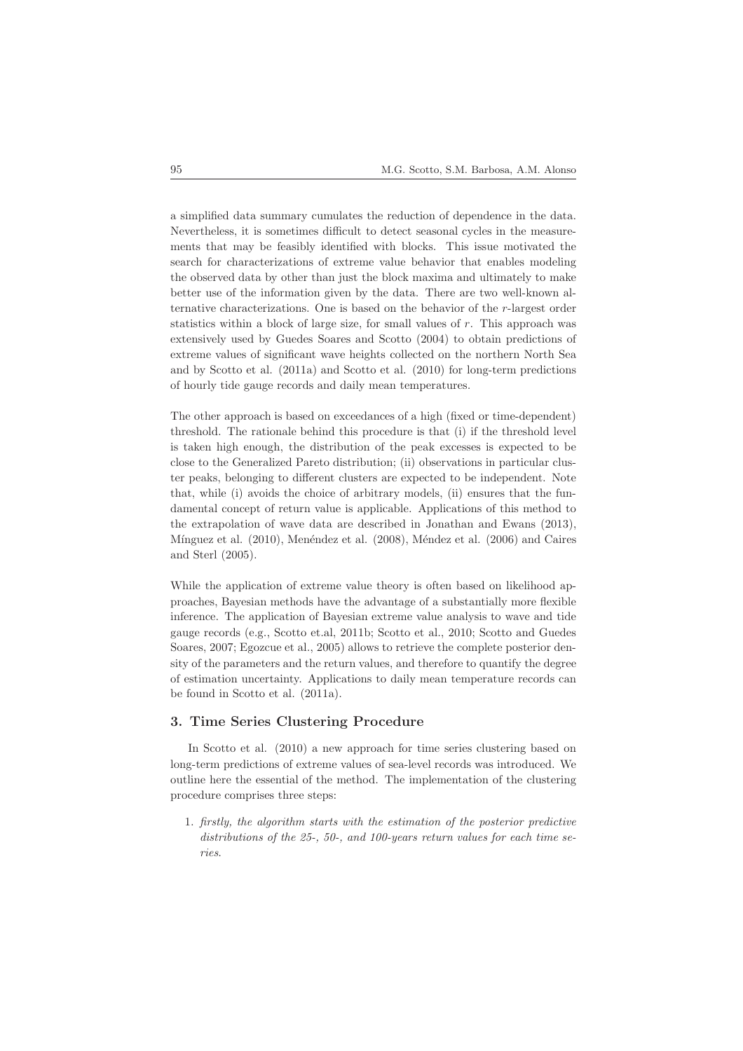a simplified data summary cumulates the reduction of dependence in the data. Nevertheless, it is sometimes difficult to detect seasonal cycles in the measurements that may be feasibly identified with blocks. This issue motivated the search for characterizations of extreme value behavior that enables modeling the observed data by other than just the block maxima and ultimately to make better use of the information given by the data. There are two well-known alternative characterizations. One is based on the behavior of the $r$-largest order statistics within a block of large size, for small values of $r$. This approach was extensively used by Guedes Soares and Scotto (2004) to obtain predictions of extreme values of significant wave heights collected on the northern North Sea and by Scotto et al. (2011a) and Scotto et al. (2010) for long-term predictions of hourly tide gauge records and daily mean temperatures.

The other approach is based on exceedances of a high (fixed or time-dependent) threshold. The rationale behind this procedure is that (i) if the threshold level is taken high enough, the distribution of the peak excesses is expected to be close to the Generalized Pareto distribution; (ii) observations in particular cluster peaks, belonging to different clusters are expected to be independent. Note that, while (i) avoids the choice of arbitrary models, (ii) ensures that the fundamental concept of return value is applicable. Applications of this method to the extrapolation of wave data are described in Jonathan and Ewans (2013), Mínguez et al. (2010), Menéndez et al. (2008), Méndez et al. (2006) and Caires and Sterl (2005).

While the application of extreme value theory is often based on likelihood approaches, Bayesian methods have the advantage of a substantially more flexible inference. The application of Bayesian extreme value analysis to wave and tide gauge records (e.g., Scotto et.al, 2011b; Scotto et al., 2010; Scotto and Guedes Soares, 2007; Egozcue et al., 2005) allows to retrieve the complete posterior density of the parameters and the return values, and therefore to quantify the degree of estimation uncertainty. Applications to daily mean temperature records can be found in Scotto et al. (2011a).

## 3. Time Series Clustering Procedure

In Scotto et al. (2010) a new approach for time series clustering based on long-term predictions of extreme values of sea-level records was introduced. We outline here the essential of the method. The implementation of the clustering procedure comprises three steps:

1. *firstly, the algorithm starts with the estimation of the posterior predictive distributions of the 25-, 50-, and 100-years return values for each time series.*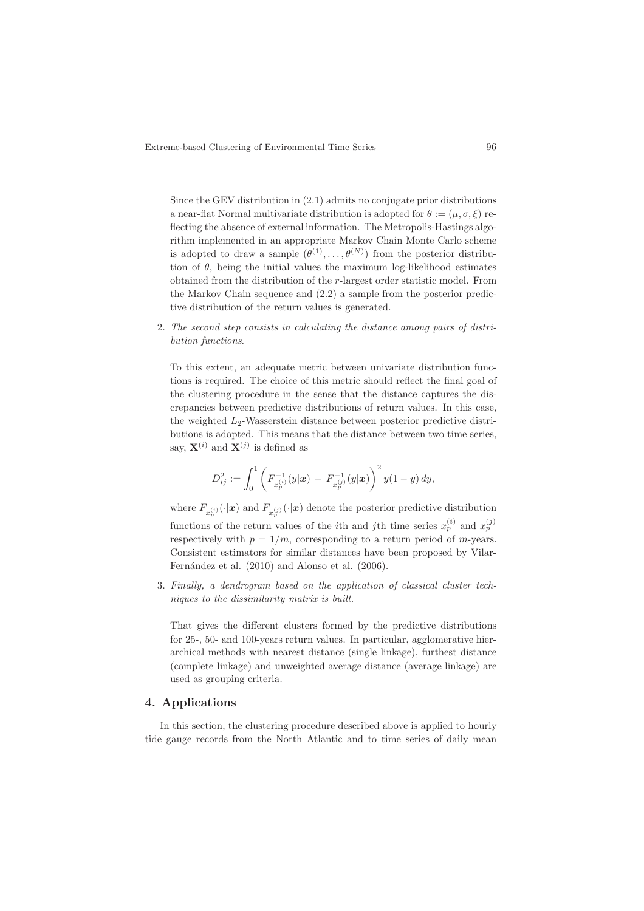Since the GEV distribution in (2.1) admits no conjugate prior distributions a near-flat Normal multivariate distribution is adopted for $\theta := (\mu, \sigma, \xi)$ reflecting the absence of external information. The Metropolis-Hastings algorithm implemented in an appropriate Markov Chain Monte Carlo scheme is adopted to draw a sample $(\theta^{(1)}, \ldots, \theta^{(N)})$ from the posterior distribution of $\theta$, being the initial values the maximum log-likelihood estimates obtained from the distribution of the $r$-largest order statistic model. From the Markov Chain sequence and (2.2) a sample from the posterior predictive distribution of the return values is generated.

2. *The second step consists in calculating the distance among pairs of distribution functions.*

   To this extent, an adequate metric between univariate distribution functions is required. The choice of this metric should reflect the final goal of the clustering procedure in the sense that the distance captures the discrepancies between predictive distributions of return values. In this case, the weighted $L_2$-Wasserstein distance between posterior predictive distributions is adopted. This means that the distance between two time series, say, $\mathbf{X}^{(i)}$ and $\mathbf{X}^{(j)}$ is defined as

$$D_{ij}^2 := \int_0^1 \left( F_{x_p^{(i)}}^{-1}(y|\boldsymbol{x}) \, - \, F_{x_p^{(j)}}^{-1}(y|\boldsymbol{x}) \right)^2 y(1-y)\, dy,$$

   where $F_{x_p^{(i)}}(\cdot|\boldsymbol{x})$ and $F_{x_p^{(j)}}(\cdot|\boldsymbol{x})$ denote the posterior predictive distribution functions of the return values of the $i$th and $j$th time series $x_p^{(i)}$ and $x_p^{(j)}$ respectively with $p = 1/m$, corresponding to a return period of $m$-years. Consistent estimators for similar distances have been proposed by Vilar-Fernández et al. (2010) and Alonso et al. (2006).

3. *Finally, a dendrogram based on the application of classical cluster techniques to the dissimilarity matrix is built.*

   That gives the different clusters formed by the predictive distributions for 25-, 50- and 100-years return values. In particular, agglomerative hierarchical methods with nearest distance (single linkage), furthest distance (complete linkage) and unweighted average distance (average linkage) are used as grouping criteria.

## 4. Applications

In this section, the clustering procedure described above is applied to hourly tide gauge records from the North Atlantic and to time series of daily mean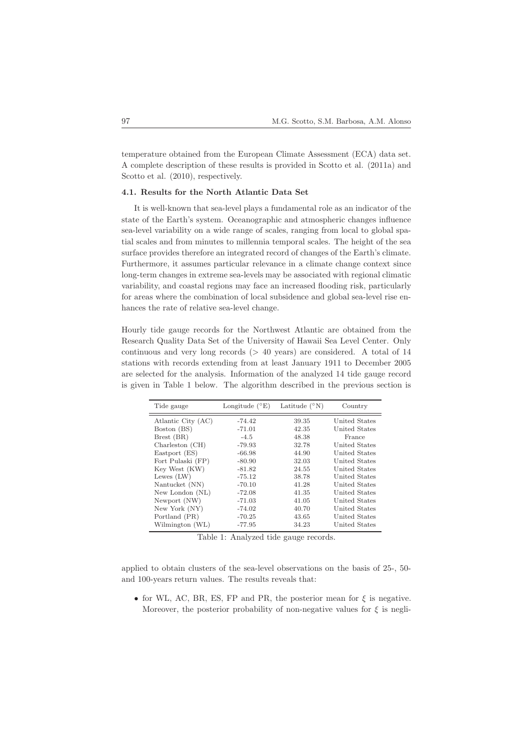temperature obtained from the European Climate Assessment (ECA) data set. A complete description of these results is provided in Scotto et al. (2011a) and Scotto et al. (2010), respectively.

### 4.1. Results for the North Atlantic Data Set

It is well-known that sea-level plays a fundamental role as an indicator of the state of the Earth's system. Oceanographic and atmospheric changes influence sea-level variability on a wide range of scales, ranging from local to global spatial scales and from minutes to millennia temporal scales. The height of the sea surface provides therefore an integrated record of changes of the Earth's climate. Furthermore, it assumes particular relevance in a climate change context since long-term changes in extreme sea-levels may be associated with regional climatic variability, and coastal regions may face an increased flooding risk, particularly for areas where the combination of local subsidence and global sea-level rise enhances the rate of relative sea-level change.

Hourly tide gauge records for the Northwest Atlantic are obtained from the Research Quality Data Set of the University of Hawaii Sea Level Center. Only continuous and very long records ($> 40$ years) are considered. A total of 14 stations with records extending from at least January 1911 to December 2005 are selected for the analysis. Information of the analyzed 14 tide gauge record is given in Table 1 below. The algorithm described in the previous section is

| Tide gauge | Longitude (°E) | Latitude (°N) | Country |
|---|---|---|---|
| Atlantic City (AC) | -74.42 | 39.35 | United States |
| Boston (BS) | -71.01 | 42.35 | United States |
| Brest (BR) | -4.5 | 48.38 | France |
| Charleston (CH) | -79.93 | 32.78 | United States |
| Eastport (ES) | -66.98 | 44.90 | United States |
| Fort Pulaski (FP) | -80.90 | 32.03 | United States |
| Key West (KW) | -81.82 | 24.55 | United States |
| Lewes (LW) | -75.12 | 38.78 | United States |
| Nantucket (NN) | -70.10 | 41.28 | United States |
| New London (NL) | -72.08 | 41.35 | United States |
| Newport (NW) | -71.03 | 41.05 | United States |
| New York (NY) | -74.02 | 40.70 | United States |
| Portland (PR) | -70.25 | 43.65 | United States |
| Wilmington (WL) | -77.95 | 34.23 | United States |

Table 1: Analyzed tide gauge records.

applied to obtain clusters of the sea-level observations on the basis of 25-, 50- and 100-years return values. The results reveals that:

- for WL, AC, BR, ES, FP and PR, the posterior mean for $\xi$ is negative. Moreover, the posterior probability of non-negative values for $\xi$ is negli-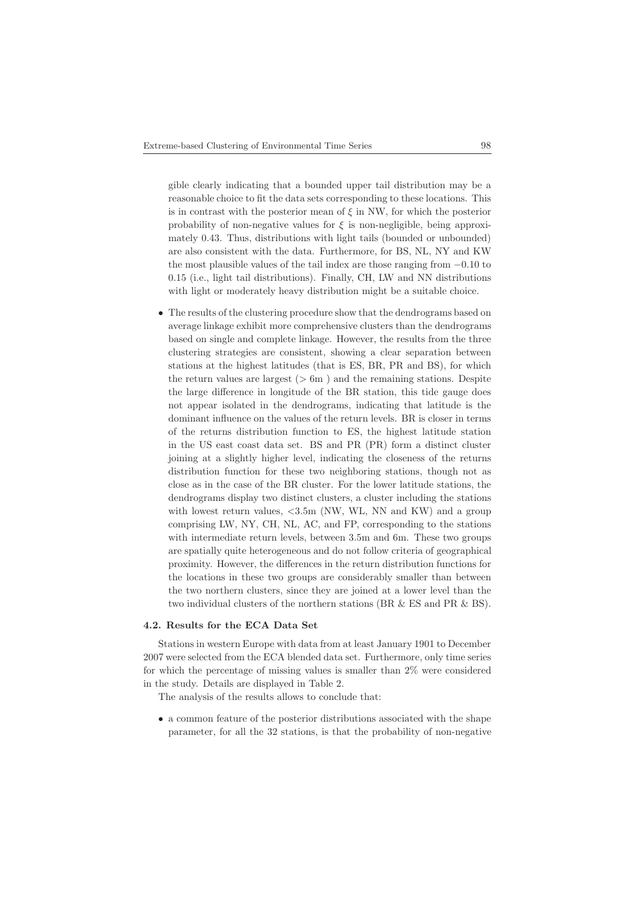gible clearly indicating that a bounded upper tail distribution may be a reasonable choice to fit the data sets corresponding to these locations. This is in contrast with the posterior mean of $\xi$ in NW, for which the posterior probability of non-negative values for $\xi$ is non-negligible, being approximately 0.43. Thus, distributions with light tails (bounded or unbounded) are also consistent with the data. Furthermore, for BS, NL, NY and KW the most plausible values of the tail index are those ranging from $-0.10$ to 0.15 (i.e., light tail distributions). Finally, CH, LW and NN distributions with light or moderately heavy distribution might be a suitable choice.

- The results of the clustering procedure show that the dendrograms based on average linkage exhibit more comprehensive clusters than the dendrograms based on single and complete linkage. However, the results from the three clustering strategies are consistent, showing a clear separation between stations at the highest latitudes (that is ES, BR, PR and BS), for which the return values are largest ($>$ 6m ) and the remaining stations. Despite the large difference in longitude of the BR station, this tide gauge does not appear isolated in the dendrograms, indicating that latitude is the dominant influence on the values of the return levels. BR is closer in terms of the returns distribution function to ES, the highest latitude station in the US east coast data set. BS and PR (PR) form a distinct cluster joining at a slightly higher level, indicating the closeness of the returns distribution function for these two neighboring stations, though not as close as in the case of the BR cluster. For the lower latitude stations, the dendrograms display two distinct clusters, a cluster including the stations with lowest return values, $<$3.5m (NW, WL, NN and KW) and a group comprising LW, NY, CH, NL, AC, and FP, corresponding to the stations with intermediate return levels, between 3.5m and 6m. These two groups are spatially quite heterogeneous and do not follow criteria of geographical proximity. However, the differences in the return distribution functions for the locations in these two groups are considerably smaller than between the two northern clusters, since they are joined at a lower level than the two individual clusters of the northern stations (BR & ES and PR & BS).

### 4.2. Results for the ECA Data Set

Stations in western Europe with data from at least January 1901 to December 2007 were selected from the ECA blended data set. Furthermore, only time series for which the percentage of missing values is smaller than 2% were considered in the study. Details are displayed in Table 2.

The analysis of the results allows to conclude that:

- a common feature of the posterior distributions associated with the shape parameter, for all the 32 stations, is that the probability of non-negative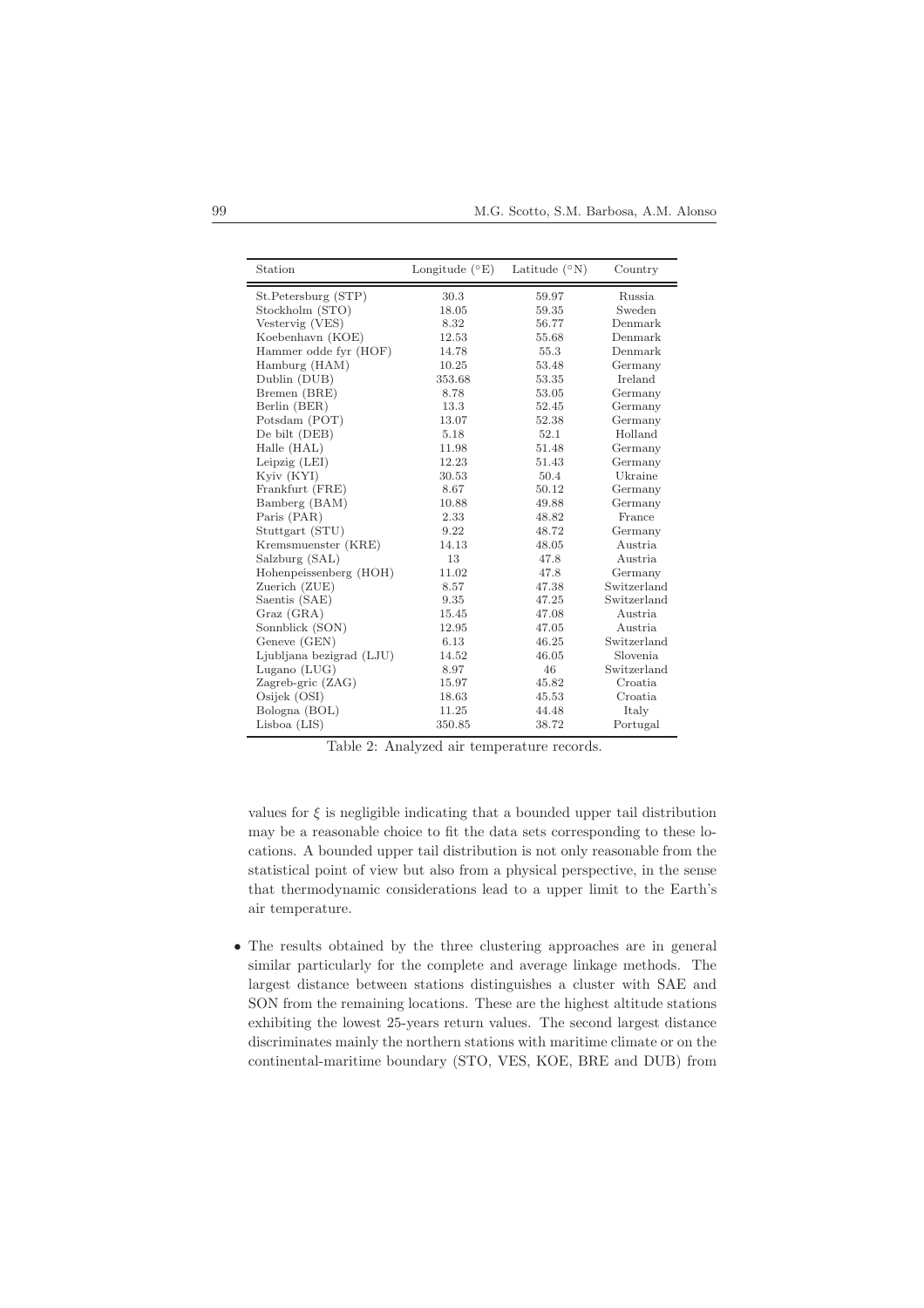| Station | Longitude (°E) | Latitude (°N) | Country |
|---|---|---|---|
| St.Petersburg (STP) | 30.3 | 59.97 | Russia |
| Stockholm (STO) | 18.05 | 59.35 | Sweden |
| Vestervig (VES) | 8.32 | 56.77 | Denmark |
| Koebenhavn (KOE) | 12.53 | 55.68 | Denmark |
| Hammer odde fyr (HOF) | 14.78 | 55.3 | Denmark |
| Hamburg (HAM) | 10.25 | 53.48 | Germany |
| Dublin (DUB) | 353.68 | 53.35 | Ireland |
| Bremen (BRE) | 8.78 | 53.05 | Germany |
| Berlin (BER) | 13.3 | 52.45 | Germany |
| Potsdam (POT) | 13.07 | 52.38 | Germany |
| De bilt (DEB) | 5.18 | 52.1 | Holland |
| Halle (HAL) | 11.98 | 51.48 | Germany |
| Leipzig (LEI) | 12.23 | 51.43 | Germany |
| Kyiv (KYI) | 30.53 | 50.4 | Ukraine |
| Frankfurt (FRE) | 8.67 | 50.12 | Germany |
| Bamberg (BAM) | 10.88 | 49.88 | Germany |
| Paris (PAR) | 2.33 | 48.82 | France |
| Stuttgart (STU) | 9.22 | 48.72 | Germany |
| Kremsmuenster (KRE) | 14.13 | 48.05 | Austria |
| Salzburg (SAL) | 13 | 47.8 | Austria |
| Hohenpeissenberg (HOH) | 11.02 | 47.8 | Germany |
| Zuerich (ZUE) | 8.57 | 47.38 | Switzerland |
| Saentis (SAE) | 9.35 | 47.25 | Switzerland |
| Graz (GRA) | 15.45 | 47.08 | Austria |
| Sonnblick (SON) | 12.95 | 47.05 | Austria |
| Geneve (GEN) | 6.13 | 46.25 | Switzerland |
| Ljubljana bezigrad (LJU) | 14.52 | 46.05 | Slovenia |
| Lugano (LUG) | 8.97 | 46 | Switzerland |
| Zagreb-gric (ZAG) | 15.97 | 45.82 | Croatia |
| Osijek (OSI) | 18.63 | 45.53 | Croatia |
| Bologna (BOL) | 11.25 | 44.48 | Italy |
| Lisboa (LIS) | 350.85 | 38.72 | Portugal |

Table 2: Analyzed air temperature records.

values for $\xi$ is negligible indicating that a bounded upper tail distribution may be a reasonable choice to fit the data sets corresponding to these locations. A bounded upper tail distribution is not only reasonable from the statistical point of view but also from a physical perspective, in the sense that thermodynamic considerations lead to a upper limit to the Earth's air temperature.

- The results obtained by the three clustering approaches are in general similar particularly for the complete and average linkage methods. The largest distance between stations distinguishes a cluster with SAE and SON from the remaining locations. These are the highest altitude stations exhibiting the lowest 25-years return values. The second largest distance discriminates mainly the northern stations with maritime climate or on the continental-maritime boundary (STO, VES, KOE, BRE and DUB) from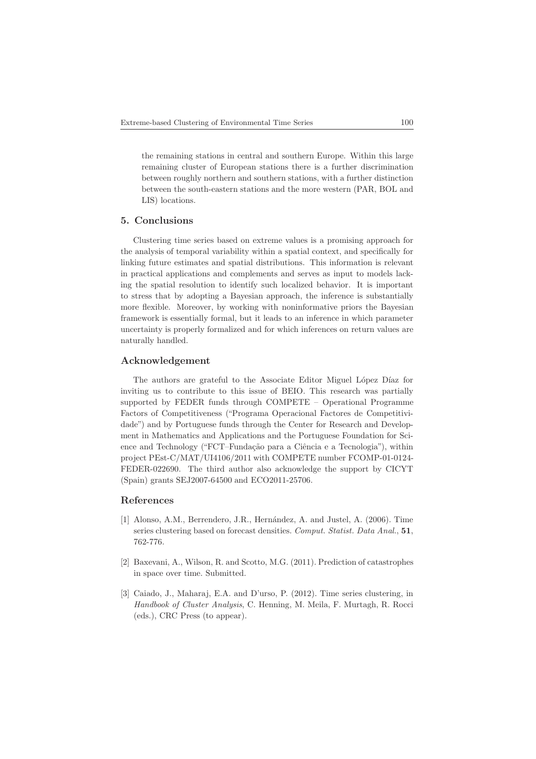the remaining stations in central and southern Europe. Within this large remaining cluster of European stations there is a further discrimination between roughly northern and southern stations, with a further distinction between the south-eastern stations and the more western (PAR, BOL and LIS) locations.

## 5. Conclusions

Clustering time series based on extreme values is a promising approach for the analysis of temporal variability within a spatial context, and specifically for linking future estimates and spatial distributions. This information is relevant in practical applications and complements and serves as input to models lacking the spatial resolution to identify such localized behavior. It is important to stress that by adopting a Bayesian approach, the inference is substantially more flexible. Moreover, by working with noninformative priors the Bayesian framework is essentially formal, but it leads to an inference in which parameter uncertainty is properly formalized and for which inferences on return values are naturally handled.

## Acknowledgement

The authors are grateful to the Associate Editor Miguel López Díaz for inviting us to contribute to this issue of BEIO. This research was partially supported by FEDER funds through COMPETE – Operational Programme Factors of Competitiveness ("Programa Operacional Factores de Competitividade") and by Portuguese funds through the Center for Research and Development in Mathematics and Applications and the Portuguese Foundation for Science and Technology ("FCT–Fundação para a Ciência e a Tecnologia"), within project PEst-C/MAT/UI4106/2011 with COMPETE number FCOMP-01-0124-FEDER-022690. The third author also acknowledge the support by CICYT (Spain) grants SEJ2007-64500 and ECO2011-25706.

## References

[1] Alonso, A.M., Berrendero, J.R., Hernández, A. and Justel, A. (2006). Time series clustering based on forecast densities. *Comput. Statist. Data Anal.*, **51**, 762-776.

[2] Baxevani, A., Wilson, R. and Scotto, M.G. (2011). Prediction of catastrophes in space over time. Submitted.

[3] Caiado, J., Maharaj, E.A. and D'urso, P. (2012). Time series clustering, in *Handbook of Cluster Analysis*, C. Henning, M. Meila, F. Murtagh, R. Rocci (eds.), CRC Press (to appear).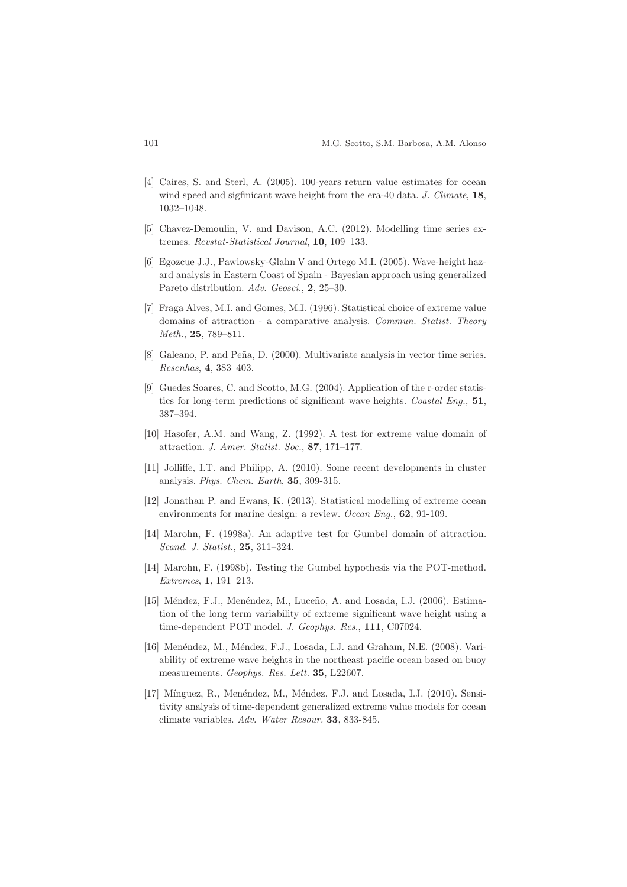[4] Caires, S. and Sterl, A. (2005). 100-years return value estimates for ocean wind speed and sigfinicant wave height from the era-40 data. *J. Climate*, **18**, 1032–1048.

[5] Chavez-Demoulin, V. and Davison, A.C. (2012). Modelling time series extremes. *Revstat-Statistical Journal*, **10**, 109–133.

[6] Egozcue J.J., Pawlowsky-Glahn V and Ortego M.I. (2005). Wave-height hazard analysis in Eastern Coast of Spain - Bayesian approach using generalized Pareto distribution. *Adv. Geosci.*, **2**, 25–30.

[7] Fraga Alves, M.I. and Gomes, M.I. (1996). Statistical choice of extreme value domains of attraction - a comparative analysis. *Commun. Statist. Theory Meth.*, **25**, 789–811.

[8] Galeano, P. and Peña, D. (2000). Multivariate analysis in vector time series. *Resenhas*, **4**, 383–403.

[9] Guedes Soares, C. and Scotto, M.G. (2004). Application of the r-order statistics for long-term predictions of significant wave heights. *Coastal Eng.*, **51**, 387–394.

[10] Hasofer, A.M. and Wang, Z. (1992). A test for extreme value domain of attraction. *J. Amer. Statist. Soc.*, **87**, 171–177.

[11] Jolliffe, I.T. and Philipp, A. (2010). Some recent developments in cluster analysis. *Phys. Chem. Earth*, **35**, 309-315.

[12] Jonathan P. and Ewans, K. (2013). Statistical modelling of extreme ocean environments for marine design: a review. *Ocean Eng.*, **62**, 91-109.

[14] Marohn, F. (1998a). An adaptive test for Gumbel domain of attraction. *Scand. J. Statist.*, **25**, 311–324.

[14] Marohn, F. (1998b). Testing the Gumbel hypothesis via the POT-method. *Extremes*, **1**, 191–213.

[15] Méndez, F.J., Menéndez, M., Luceño, A. and Losada, I.J. (2006). Estimation of the long term variability of extreme significant wave height using a time-dependent POT model. *J. Geophys. Res.*, **111**, C07024.

[16] Menéndez, M., Méndez, F.J., Losada, I.J. and Graham, N.E. (2008). Variability of extreme wave heights in the northeast pacific ocean based on buoy measurements. *Geophys. Res. Lett.* **35**, L22607.

[17] Mínguez, R., Menéndez, M., Méndez, F.J. and Losada, I.J. (2010). Sensitivity analysis of time-dependent generalized extreme value models for ocean climate variables. *Adv. Water Resour.* **33**, 833-845.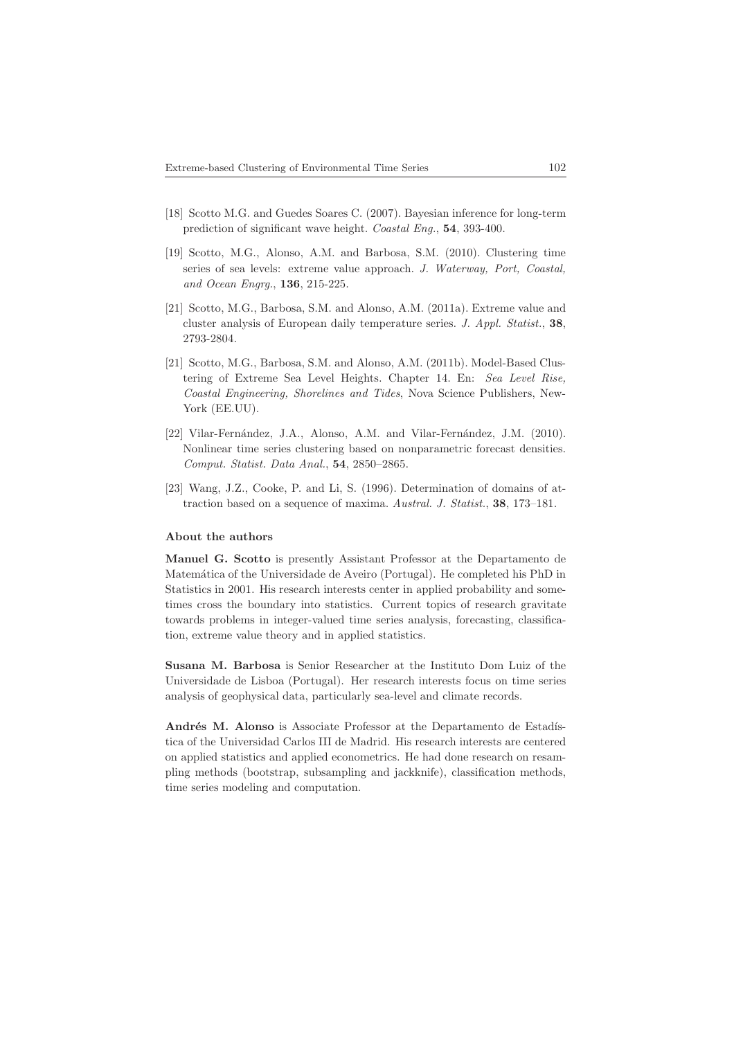[18] Scotto M.G. and Guedes Soares C. (2007). Bayesian inference for long-term prediction of significant wave height. *Coastal Eng.*, **54**, 393-400.

[19] Scotto, M.G., Alonso, A.M. and Barbosa, S.M. (2010). Clustering time series of sea levels: extreme value approach. *J. Waterway, Port, Coastal, and Ocean Engrg.*, **136**, 215-225.

[21] Scotto, M.G., Barbosa, S.M. and Alonso, A.M. (2011a). Extreme value and cluster analysis of European daily temperature series. *J. Appl. Statist.*, **38**, 2793-2804.

[21] Scotto, M.G., Barbosa, S.M. and Alonso, A.M. (2011b). Model-Based Clustering of Extreme Sea Level Heights. Chapter 14. En: *Sea Level Rise, Coastal Engineering, Shorelines and Tides*, Nova Science Publishers, New-York (EE.UU).

[22] Vilar-Fernández, J.A., Alonso, A.M. and Vilar-Fernández, J.M. (2010). Nonlinear time series clustering based on nonparametric forecast densities. *Comput. Statist. Data Anal.*, **54**, 2850–2865.

[23] Wang, J.Z., Cooke, P. and Li, S. (1996). Determination of domains of attraction based on a sequence of maxima. *Austral. J. Statist.*, **38**, 173–181.

#### About the authors

**Manuel G. Scotto** is presently Assistant Professor at the Departamento de Matemática of the Universidade de Aveiro (Portugal). He completed his PhD in Statistics in 2001. His research interests center in applied probability and sometimes cross the boundary into statistics. Current topics of research gravitate towards problems in integer-valued time series analysis, forecasting, classification, extreme value theory and in applied statistics.

**Susana M. Barbosa** is Senior Researcher at the Instituto Dom Luiz of the Universidade de Lisboa (Portugal). Her research interests focus on time series analysis of geophysical data, particularly sea-level and climate records.

**Andrés M. Alonso** is Associate Professor at the Departamento de Estadística of the Universidad Carlos III de Madrid. His research interests are centered on applied statistics and applied econometrics. He had done research on resampling methods (bootstrap, subsampling and jackknife), classification methods, time series modeling and computation.